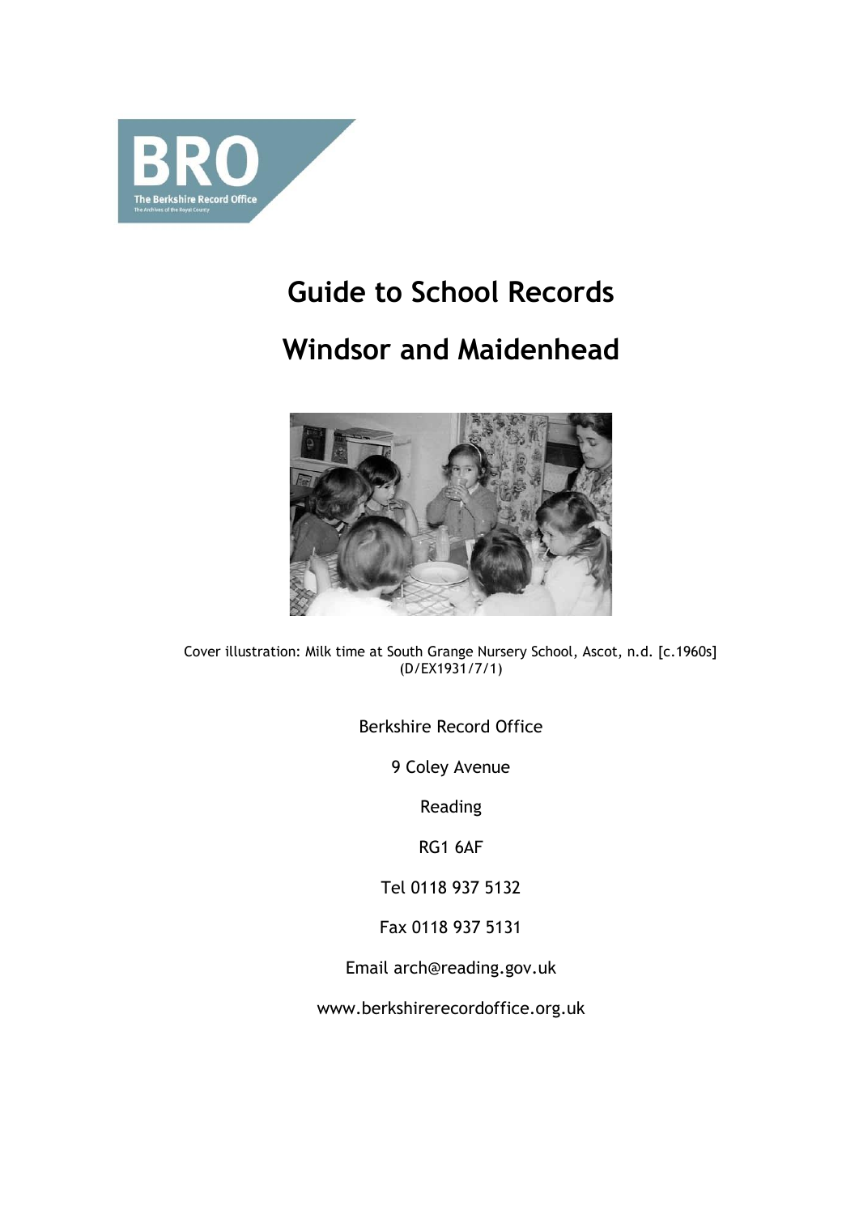BRO

The Berkshire Record Office

The Archives of the Royal County

# Guide to School Records

# Windsor and Maidenhead

Cover illustration: Milk time at South Grange Nursery School, Ascot, n.d. [c.1960s] (D/EX1931/7/1)

Berkshire Record Office

9 Coley Avenue

Reading

RG1 6AF

Tel 0118 937 5132

Fax 0118 937 5131

Email arch@reading.gov.uk

www.berkshirerecordoffice.org.uk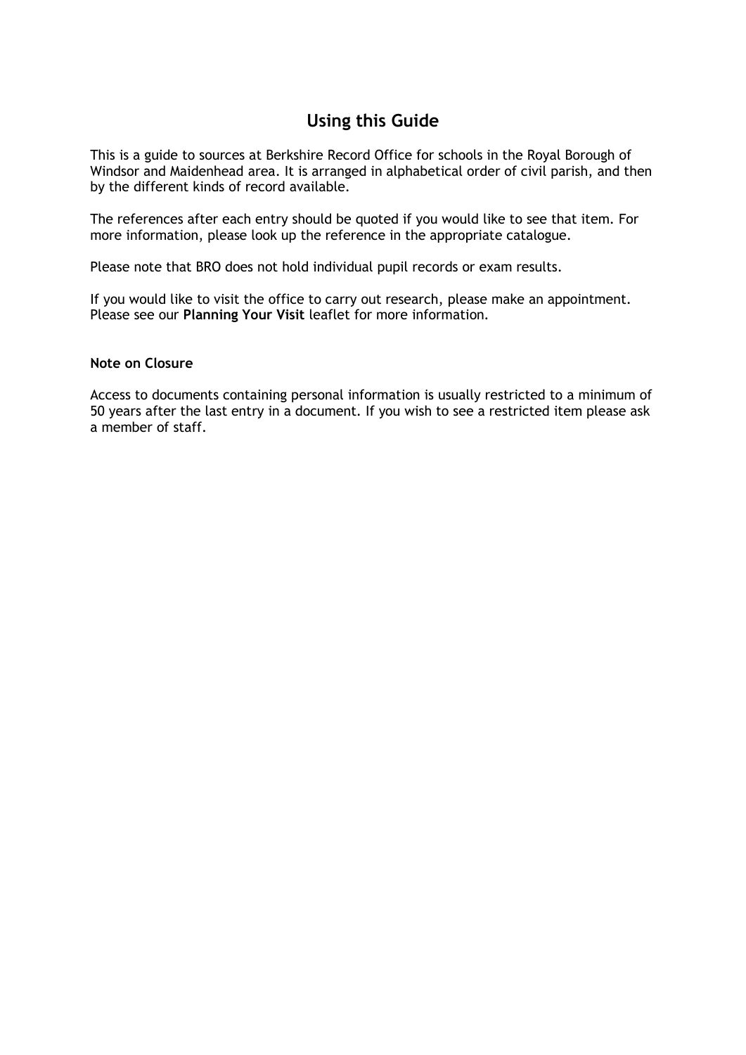## Using this Guide

This is a guide to sources at Berkshire Record Office for schools in the Royal Borough of Windsor and Maidenhead area. It is arranged in alphabetical order of civil parish, and then by the different kinds of record available.

The references after each entry should be quoted if you would like to see that item. For more information, please look up the reference in the appropriate catalogue.

Please note that BRO does not hold individual pupil records or exam results.

If you would like to visit the office to carry out research, please make an appointment. Please see our **Planning Your Visit** leaflet for more information.

**Note on Closure**

Access to documents containing personal information is usually restricted to a minimum of 50 years after the last entry in a document. If you wish to see a restricted item please ask a member of staff.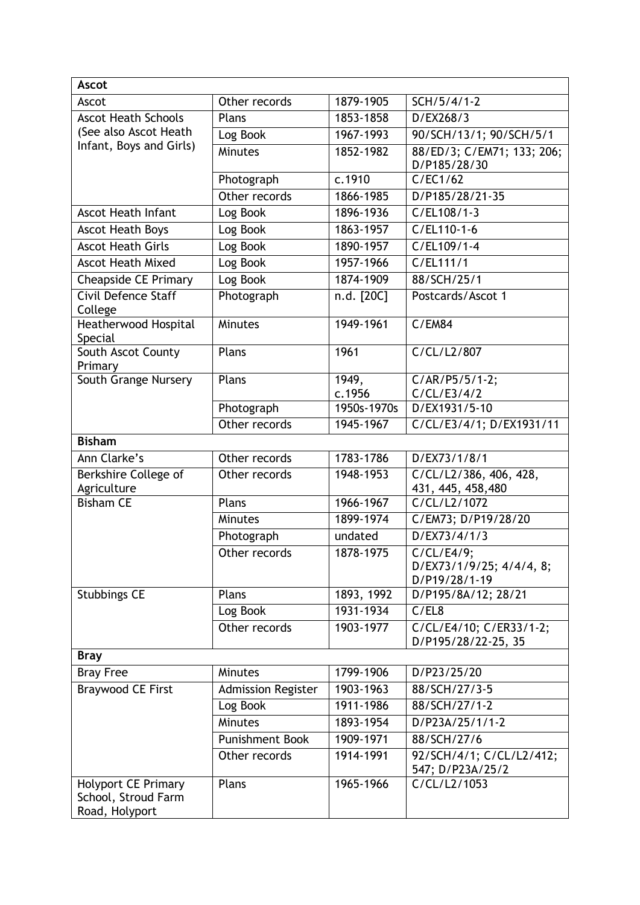| **Ascot** | | | |
|---|---|---|---|
| Ascot | Other records | 1879-1905 | SCH/5/4/1-2 |
| Ascot Heath Schools (See also Ascot Heath Infant, Boys and Girls) | Plans | 1853-1858 | D/EX268/3 |
| | Log Book | 1967-1993 | 90/SCH/13/1; 90/SCH/5/1 |
| | Minutes | 1852-1982 | 88/ED/3; C/EM71; 133; 206; D/P185/28/30 |
| | Photograph | c.1910 | C/EC1/62 |
| | Other records | 1866-1985 | D/P185/28/21-35 |
| Ascot Heath Infant | Log Book | 1896-1936 | C/EL108/1-3 |
| Ascot Heath Boys | Log Book | 1863-1957 | C/EL110-1-6 |
| Ascot Heath Girls | Log Book | 1890-1957 | C/EL109/1-4 |
| Ascot Heath Mixed | Log Book | 1957-1966 | C/EL111/1 |
| Cheapside CE Primary | Log Book | 1874-1909 | 88/SCH/25/1 |
| Civil Defence Staff College | Photograph | n.d. [20C] | Postcards/Ascot 1 |
| Heatherwood Hospital Special | Minutes | 1949-1961 | C/EM84 |
| South Ascot County Primary | Plans | 1961 | C/CL/L2/807 |
| South Grange Nursery | Plans | 1949, c.1956 | C/AR/P5/5/1-2; C/CL/E3/4/2 |
| | Photograph | 1950s-1970s | D/EX1931/5-10 |
| | Other records | 1945-1967 | C/CL/E3/4/1; D/EX1931/11 |
| **Bisham** | | | |
| Ann Clarke's | Other records | 1783-1786 | D/EX73/1/8/1 |
| Berkshire College of Agriculture | Other records | 1948-1953 | C/CL/L2/386, 406, 428, 431, 445, 458,480 |
| Bisham CE | Plans | 1966-1967 | C/CL/L2/1072 |
| | Minutes | 1899-1974 | C/EM73; D/P19/28/20 |
| | Photograph | undated | D/EX73/4/1/3 |
| | Other records | 1878-1975 | C/CL/E4/9; D/EX73/1/9/25; 4/4/4, 8; D/P19/28/1-19 |
| Stubbings CE | Plans | 1893, 1992 | D/P195/8A/12; 28/21 |
| | Log Book | 1931-1934 | C/EL8 |
| | Other records | 1903-1977 | C/CL/E4/10; C/ER33/1-2; D/P195/28/22-25, 35 |
| **Bray** | | | |
| Bray Free | Minutes | 1799-1906 | D/P23/25/20 |
| Braywood CE First | Admission Register | 1903-1963 | 88/SCH/27/3-5 |
| | Log Book | 1911-1986 | 88/SCH/27/1-2 |
| | Minutes | 1893-1954 | D/P23A/25/1/1-2 |
| | Punishment Book | 1909-1971 | 88/SCH/27/6 |
| | Other records | 1914-1991 | 92/SCH/4/1; C/CL/L2/412; 547; D/P23A/25/2 |
| Holyport CE Primary School, Stroud Farm Road, Holyport | Plans | 1965-1966 | C/CL/L2/1053 |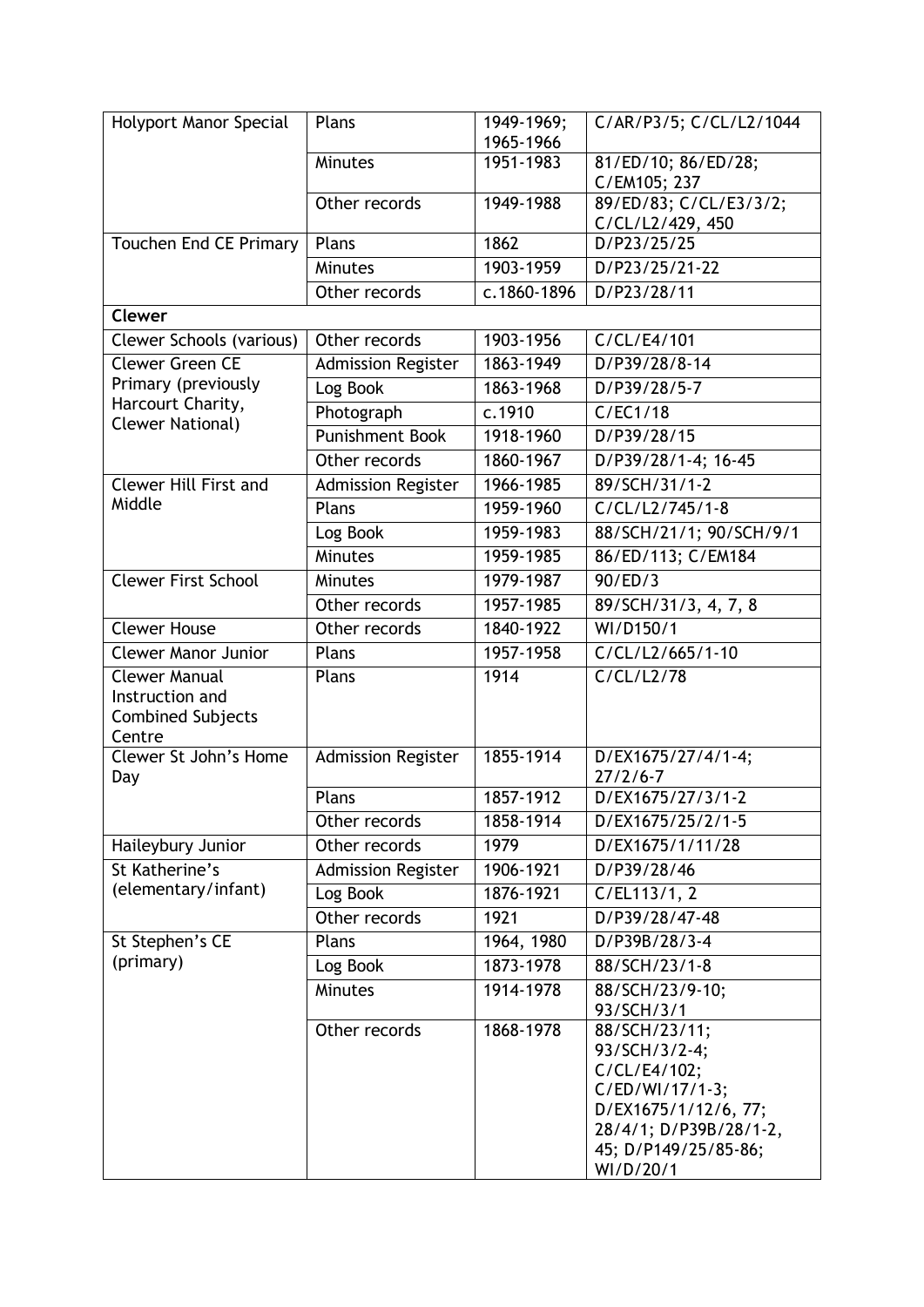| | | | |
|---|---|---|---|
| Holyport Manor Special | Plans | 1949-1969; 1965-1966 | C/AR/P3/5; C/CL/L2/1044 |
| | Minutes | 1951-1983 | 81/ED/10; 86/ED/28; C/EM105; 237 |
| | Other records | 1949-1988 | 89/ED/83; C/CL/E3/3/2; C/CL/L2/429, 450 |
| Touchen End CE Primary | Plans | 1862 | D/P23/25/25 |
| | Minutes | 1903-1959 | D/P23/25/21-22 |
| | Other records | c.1860-1896 | D/P23/28/11 |
| **Clewer** | | | |
| Clewer Schools (various) | Other records | 1903-1956 | C/CL/E4/101 |
| Clewer Green CE Primary (previously Harcourt Charity, Clewer National) | Admission Register | 1863-1949 | D/P39/28/8-14 |
| | Log Book | 1863-1968 | D/P39/28/5-7 |
| | Photograph | c.1910 | C/EC1/18 |
| | Punishment Book | 1918-1960 | D/P39/28/15 |
| | Other records | 1860-1967 | D/P39/28/1-4; 16-45 |
| Clewer Hill First and Middle | Admission Register | 1966-1985 | 89/SCH/31/1-2 |
| | Plans | 1959-1960 | C/CL/L2/745/1-8 |
| | Log Book | 1959-1983 | 88/SCH/21/1; 90/SCH/9/1 |
| | Minutes | 1959-1985 | 86/ED/113; C/EM184 |
| Clewer First School | Minutes | 1979-1987 | 90/ED/3 |
| | Other records | 1957-1985 | 89/SCH/31/3, 4, 7, 8 |
| Clewer House | Other records | 1840-1922 | WI/D150/1 |
| Clewer Manor Junior | Plans | 1957-1958 | C/CL/L2/665/1-10 |
| Clewer Manual Instruction and Combined Subjects Centre | Plans | 1914 | C/CL/L2/78 |
| Clewer St John's Home Day | Admission Register | 1855-1914 | D/EX1675/27/4/1-4; 27/2/6-7 |
| | Plans | 1857-1912 | D/EX1675/27/3/1-2 |
| | Other records | 1858-1914 | D/EX1675/25/2/1-5 |
| Haileybury Junior | Other records | 1979 | D/EX1675/1/11/28 |
| St Katherine's (elementary/infant) | Admission Register | 1906-1921 | D/P39/28/46 |
| | Log Book | 1876-1921 | C/EL113/1, 2 |
| | Other records | 1921 | D/P39/28/47-48 |
| St Stephen's CE (primary) | Plans | 1964, 1980 | D/P39B/28/3-4 |
| | Log Book | 1873-1978 | 88/SCH/23/1-8 |
| | Minutes | 1914-1978 | 88/SCH/23/9-10; 93/SCH/3/1 |
| | Other records | 1868-1978 | 88/SCH/23/11; 93/SCH/3/2-4; C/CL/E4/102; C/ED/WI/17/1-3; D/EX1675/1/12/6, 77; 28/4/1; D/P39B/28/1-2, 45; D/P149/25/85-86; WI/D/20/1 |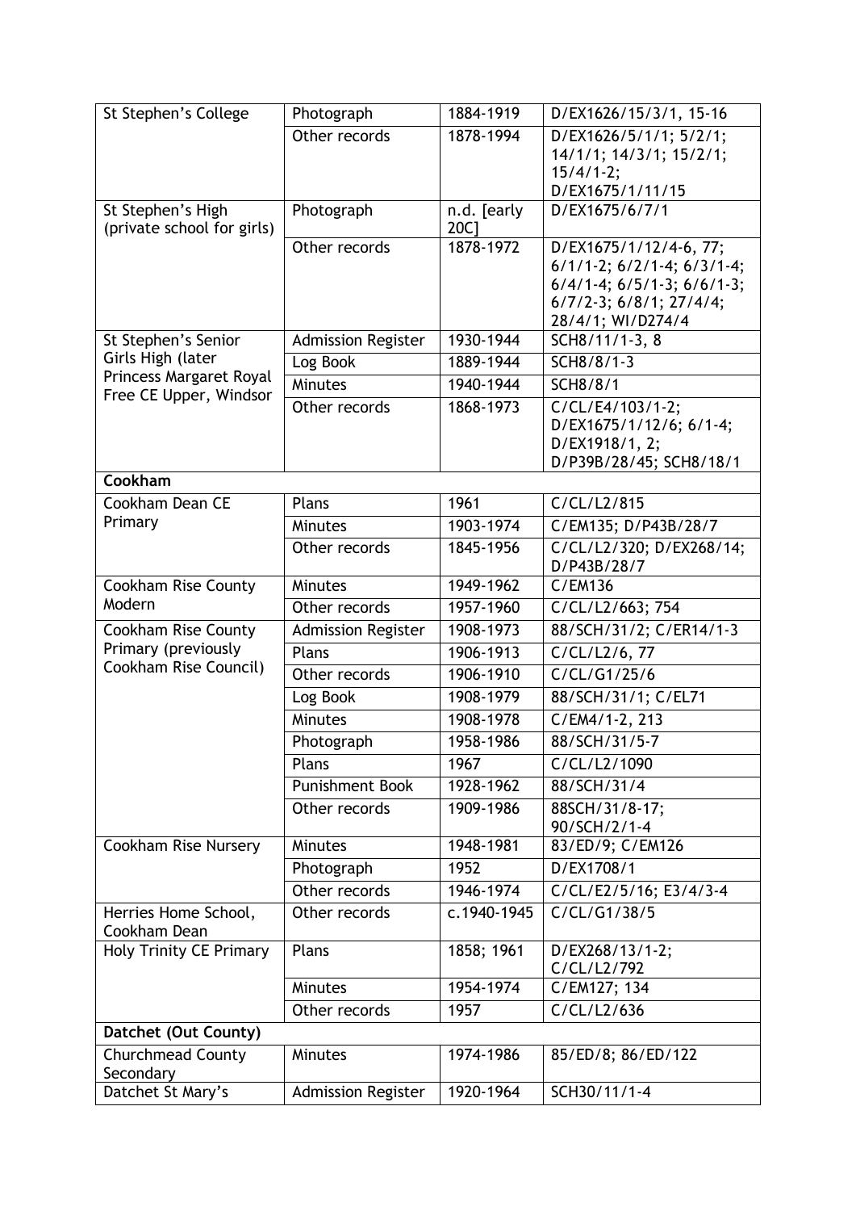| | | | |
|---|---|---|---|
| St Stephen's College | Photograph | 1884-1919 | D/EX1626/15/3/1, 15-16 |
| | Other records | 1878-1994 | D/EX1626/5/1/1; 5/2/1; 14/1/1; 14/3/1; 15/2/1; 15/4/1-2; D/EX1675/1/11/15 |
| St Stephen's High (private school for girls) | Photograph | n.d. [early 20C] | D/EX1675/6/7/1 |
| | Other records | 1878-1972 | D/EX1675/1/12/4-6, 77; 6/1/1-2; 6/2/1-4; 6/3/1-4; 6/4/1-4; 6/5/1-3; 6/6/1-3; 6/7/2-3; 6/8/1; 27/4/4; 28/4/1; WI/D274/4 |
| St Stephen's Senior Girls High (later Princess Margaret Royal Free CE Upper, Windsor | Admission Register | 1930-1944 | SCH8/11/1-3, 8 |
| | Log Book | 1889-1944 | SCH8/8/1-3 |
| | Minutes | 1940-1944 | SCH8/8/1 |
| | Other records | 1868-1973 | C/CL/E4/103/1-2; D/EX1675/1/12/6; 6/1-4; D/EX1918/1, 2; D/P39B/28/45; SCH8/18/1 |
| **Cookham** | | | |
| Cookham Dean CE Primary | Plans | 1961 | C/CL/L2/815 |
| | Minutes | 1903-1974 | C/EM135; D/P43B/28/7 |
| | Other records | 1845-1956 | C/CL/L2/320; D/EX268/14; D/P43B/28/7 |
| Cookham Rise County Modern | Minutes | 1949-1962 | C/EM136 |
| | Other records | 1957-1960 | C/CL/L2/663; 754 |
| Cookham Rise County Primary (previously Cookham Rise Council) | Admission Register | 1908-1973 | 88/SCH/31/2; C/ER14/1-3 |
| | Plans | 1906-1913 | C/CL/L2/6, 77 |
| | Other records | 1906-1910 | C/CL/G1/25/6 |
| | Log Book | 1908-1979 | 88/SCH/31/1; C/EL71 |
| | Minutes | 1908-1978 | C/EM4/1-2, 213 |
| | Photograph | 1958-1986 | 88/SCH/31/5-7 |
| | Plans | 1967 | C/CL/L2/1090 |
| | Punishment Book | 1928-1962 | 88/SCH/31/4 |
| | Other records | 1909-1986 | 88SCH/31/8-17; 90/SCH/2/1-4 |
| Cookham Rise Nursery | Minutes | 1948-1981 | 83/ED/9; C/EM126 |
| | Photograph | 1952 | D/EX1708/1 |
| | Other records | 1946-1974 | C/CL/E2/5/16; E3/4/3-4 |
| Herries Home School, Cookham Dean | Other records | c.1940-1945 | C/CL/G1/38/5 |
| Holy Trinity CE Primary | Plans | 1858; 1961 | D/EX268/13/1-2; C/CL/L2/792 |
| | Minutes | 1954-1974 | C/EM127; 134 |
| | Other records | 1957 | C/CL/L2/636 |
| **Datchet (Out County)** | | | |
| Churchmead County Secondary | Minutes | 1974-1986 | 85/ED/8; 86/ED/122 |
| Datchet St Mary's | Admission Register | 1920-1964 | SCH30/11/1-4 |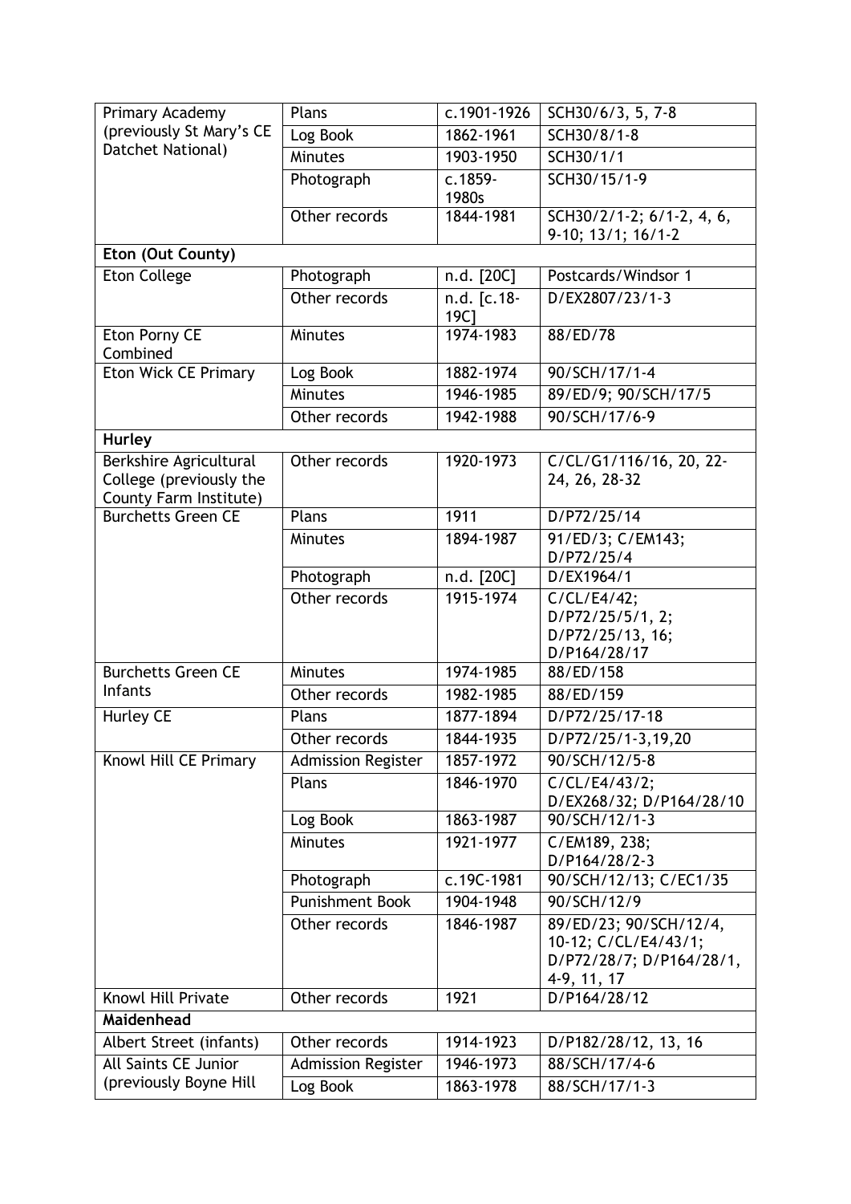| | | | |
|---|---|---|---|
| Primary Academy (previously St Mary's CE Datchet National) | Plans | c.1901-1926 | SCH30/6/3, 5, 7-8 |
| | Log Book | 1862-1961 | SCH30/8/1-8 |
| | Minutes | 1903-1950 | SCH30/1/1 |
| | Photograph | c.1859-1980s | SCH30/15/1-9 |
| | Other records | 1844-1981 | SCH30/2/1-2; 6/1-2, 4, 6, 9-10; 13/1; 16/1-2 |
| **Eton (Out County)** | | | |
| Eton College | Photograph | n.d. [20C] | Postcards/Windsor 1 |
| | Other records | n.d. [c.18-19C] | D/EX2807/23/1-3 |
| Eton Porny CE Combined | Minutes | 1974-1983 | 88/ED/78 |
| Eton Wick CE Primary | Log Book | 1882-1974 | 90/SCH/17/1-4 |
| | Minutes | 1946-1985 | 89/ED/9; 90/SCH/17/5 |
| | Other records | 1942-1988 | 90/SCH/17/6-9 |
| **Hurley** | | | |
| Berkshire Agricultural College (previously the County Farm Institute) | Other records | 1920-1973 | C/CL/G1/116/16, 20, 22-24, 26, 28-32 |
| Burchetts Green CE | Plans | 1911 | D/P72/25/14 |
| | Minutes | 1894-1987 | 91/ED/3; C/EM143; D/P72/25/4 |
| | Photograph | n.d. [20C] | D/EX1964/1 |
| | Other records | 1915-1974 | C/CL/E4/42; D/P72/25/5/1, 2; D/P72/25/13, 16; D/P164/28/17 |
| Burchetts Green CE Infants | Minutes | 1974-1985 | 88/ED/158 |
| | Other records | 1982-1985 | 88/ED/159 |
| Hurley CE | Plans | 1877-1894 | D/P72/25/17-18 |
| | Other records | 1844-1935 | D/P72/25/1-3,19,20 |
| Knowl Hill CE Primary | Admission Register | 1857-1972 | 90/SCH/12/5-8 |
| | Plans | 1846-1970 | C/CL/E4/43/2; D/EX268/32; D/P164/28/10 |
| | Log Book | 1863-1987 | 90/SCH/12/1-3 |
| | Minutes | 1921-1977 | C/EM189, 238; D/P164/28/2-3 |
| | Photograph | c.19C-1981 | 90/SCH/12/13; C/EC1/35 |
| | Punishment Book | 1904-1948 | 90/SCH/12/9 |
| | Other records | 1846-1987 | 89/ED/23; 90/SCH/12/4, 10-12; C/CL/E4/43/1; D/P72/28/7; D/P164/28/1, 4-9, 11, 17 |
| Knowl Hill Private | Other records | 1921 | D/P164/28/12 |
| **Maidenhead** | | | |
| Albert Street (infants) | Other records | 1914-1923 | D/P182/28/12, 13, 16 |
| All Saints CE Junior (previously Boyne Hill | Admission Register | 1946-1973 | 88/SCH/17/4-6 |
| | Log Book | 1863-1978 | 88/SCH/17/1-3 |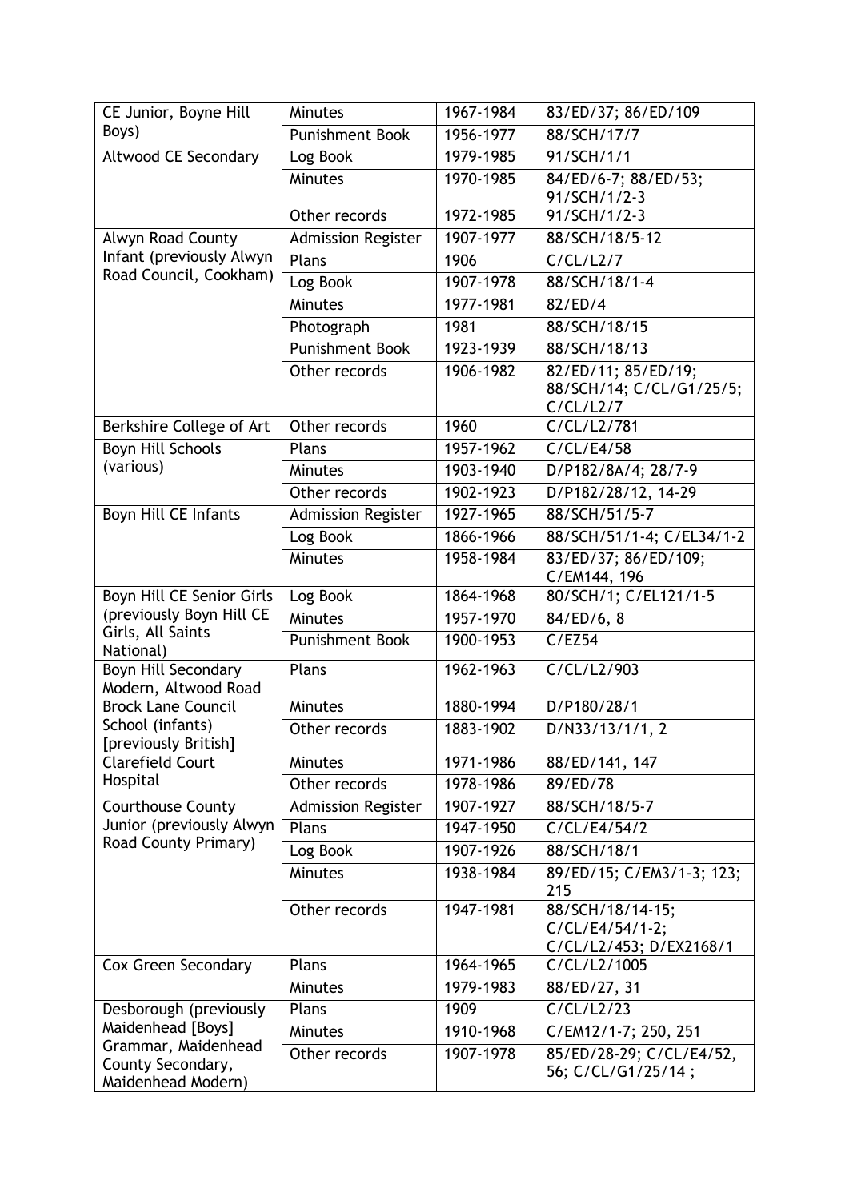| | | | |
|---|---|---|---|
| CE Junior, Boyne Hill Boys) | Minutes | 1967-1984 | 83/ED/37; 86/ED/109 |
| | Punishment Book | 1956-1977 | 88/SCH/17/7 |
| Altwood CE Secondary | Log Book | 1979-1985 | 91/SCH/1/1 |
| | Minutes | 1970-1985 | 84/ED/6-7; 88/ED/53; 91/SCH/1/2-3 |
| | Other records | 1972-1985 | 91/SCH/1/2-3 |
| Alwyn Road County Infant (previously Alwyn Road Council, Cookham) | Admission Register | 1907-1977 | 88/SCH/18/5-12 |
| | Plans | 1906 | C/CL/L2/7 |
| | Log Book | 1907-1978 | 88/SCH/18/1-4 |
| | Minutes | 1977-1981 | 82/ED/4 |
| | Photograph | 1981 | 88/SCH/18/15 |
| | Punishment Book | 1923-1939 | 88/SCH/18/13 |
| | Other records | 1906-1982 | 82/ED/11; 85/ED/19; 88/SCH/14; C/CL/G1/25/5; C/CL/L2/7 |
| Berkshire College of Art | Other records | 1960 | C/CL/L2/781 |
| Boyn Hill Schools (various) | Plans | 1957-1962 | C/CL/E4/58 |
| | Minutes | 1903-1940 | D/P182/8A/4; 28/7-9 |
| | Other records | 1902-1923 | D/P182/28/12, 14-29 |
| Boyn Hill CE Infants | Admission Register | 1927-1965 | 88/SCH/51/5-7 |
| | Log Book | 1866-1966 | 88/SCH/51/1-4; C/EL34/1-2 |
| | Minutes | 1958-1984 | 83/ED/37; 86/ED/109; C/EM144, 196 |
| Boyn Hill CE Senior Girls (previously Boyn Hill CE Girls, All Saints National) | Log Book | 1864-1968 | 80/SCH/1; C/EL121/1-5 |
| | Minutes | 1957-1970 | 84/ED/6, 8 |
| | Punishment Book | 1900-1953 | C/EZ54 |
| Boyn Hill Secondary Modern, Altwood Road | Plans | 1962-1963 | C/CL/L2/903 |
| Brock Lane Council School (infants) [previously British] | Minutes | 1880-1994 | D/P180/28/1 |
| | Other records | 1883-1902 | D/N33/13/1/1, 2 |
| Clarefield Court Hospital | Minutes | 1971-1986 | 88/ED/141, 147 |
| | Other records | 1978-1986 | 89/ED/78 |
| Courthouse County Junior (previously Alwyn Road County Primary) | Admission Register | 1907-1927 | 88/SCH/18/5-7 |
| | Plans | 1947-1950 | C/CL/E4/54/2 |
| | Log Book | 1907-1926 | 88/SCH/18/1 |
| | Minutes | 1938-1984 | 89/ED/15; C/EM3/1-3; 123; 215 |
| | Other records | 1947-1981 | 88/SCH/18/14-15; C/CL/E4/54/1-2; C/CL/L2/453; D/EX2168/1 |
| Cox Green Secondary | Plans | 1964-1965 | C/CL/L2/1005 |
| | Minutes | 1979-1983 | 88/ED/27, 31 |
| Desborough (previously Maidenhead [Boys] Grammar, Maidenhead County Secondary, Maidenhead Modern) | Plans | 1909 | C/CL/L2/23 |
| | Minutes | 1910-1968 | C/EM12/1-7; 250, 251 |
| | Other records | 1907-1978 | 85/ED/28-29; C/CL/E4/52, 56; C/CL/G1/25/14 ; |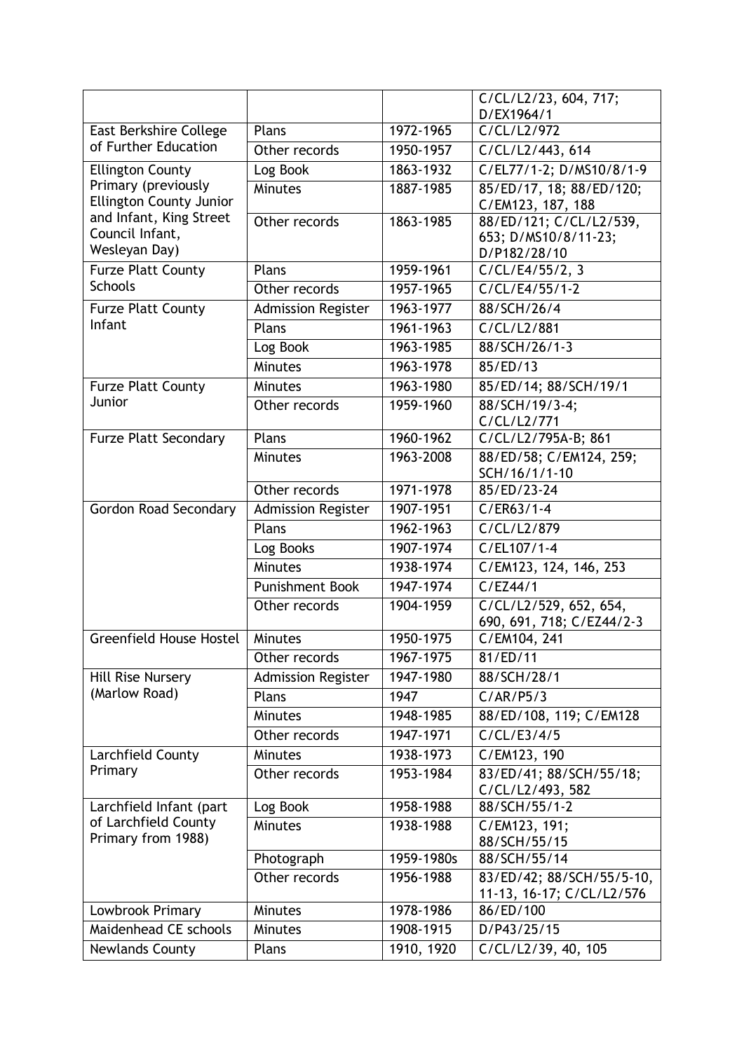| | | | |
|---|---|---|---|
| | | | C/CL/L2/23, 604, 717; D/EX1964/1 |
| East Berkshire College of Further Education | Plans | 1972-1965 | C/CL/L2/972 |
| | Other records | 1950-1957 | C/CL/L2/443, 614 |
| Ellington County Primary (previously Ellington County Junior and Infant, King Street Council Infant, Wesleyan Day) | Log Book | 1863-1932 | C/EL77/1-2; D/MS10/8/1-9 |
| | Minutes | 1887-1985 | 85/ED/17, 18; 88/ED/120; C/EM123, 187, 188 |
| | Other records | 1863-1985 | 88/ED/121; C/CL/L2/539, 653; D/MS10/8/11-23; D/P182/28/10 |
| Furze Platt County Schools | Plans | 1959-1961 | C/CL/E4/55/2, 3 |
| | Other records | 1957-1965 | C/CL/E4/55/1-2 |
| Furze Platt County Infant | Admission Register | 1963-1977 | 88/SCH/26/4 |
| | Plans | 1961-1963 | C/CL/L2/881 |
| | Log Book | 1963-1985 | 88/SCH/26/1-3 |
| | Minutes | 1963-1978 | 85/ED/13 |
| Furze Platt County Junior | Minutes | 1963-1980 | 85/ED/14; 88/SCH/19/1 |
| | Other records | 1959-1960 | 88/SCH/19/3-4; C/CL/L2/771 |
| Furze Platt Secondary | Plans | 1960-1962 | C/CL/L2/795A-B; 861 |
| | Minutes | 1963-2008 | 88/ED/58; C/EM124, 259; SCH/16/1/1-10 |
| | Other records | 1971-1978 | 85/ED/23-24 |
| Gordon Road Secondary | Admission Register | 1907-1951 | C/ER63/1-4 |
| | Plans | 1962-1963 | C/CL/L2/879 |
| | Log Books | 1907-1974 | C/EL107/1-4 |
| | Minutes | 1938-1974 | C/EM123, 124, 146, 253 |
| | Punishment Book | 1947-1974 | C/EZ44/1 |
| | Other records | 1904-1959 | C/CL/L2/529, 652, 654, 690, 691, 718; C/EZ44/2-3 |
| Greenfield House Hostel | Minutes | 1950-1975 | C/EM104, 241 |
| | Other records | 1967-1975 | 81/ED/11 |
| Hill Rise Nursery (Marlow Road) | Admission Register | 1947-1980 | 88/SCH/28/1 |
| | Plans | 1947 | C/AR/P5/3 |
| | Minutes | 1948-1985 | 88/ED/108, 119; C/EM128 |
| | Other records | 1947-1971 | C/CL/E3/4/5 |
| Larchfield County Primary | Minutes | 1938-1973 | C/EM123, 190 |
| | Other records | 1953-1984 | 83/ED/41; 88/SCH/55/18; C/CL/L2/493, 582 |
| Larchfield Infant (part of Larchfield County Primary from 1988) | Log Book | 1958-1988 | 88/SCH/55/1-2 |
| | Minutes | 1938-1988 | C/EM123, 191; 88/SCH/55/15 |
| | Photograph | 1959-1980s | 88/SCH/55/14 |
| | Other records | 1956-1988 | 83/ED/42; 88/SCH/55/5-10, 11-13, 16-17; C/CL/L2/576 |
| Lowbrook Primary | Minutes | 1978-1986 | 86/ED/100 |
| Maidenhead CE schools | Minutes | 1908-1915 | D/P43/25/15 |
| Newlands County | Plans | 1910, 1920 | C/CL/L2/39, 40, 105 |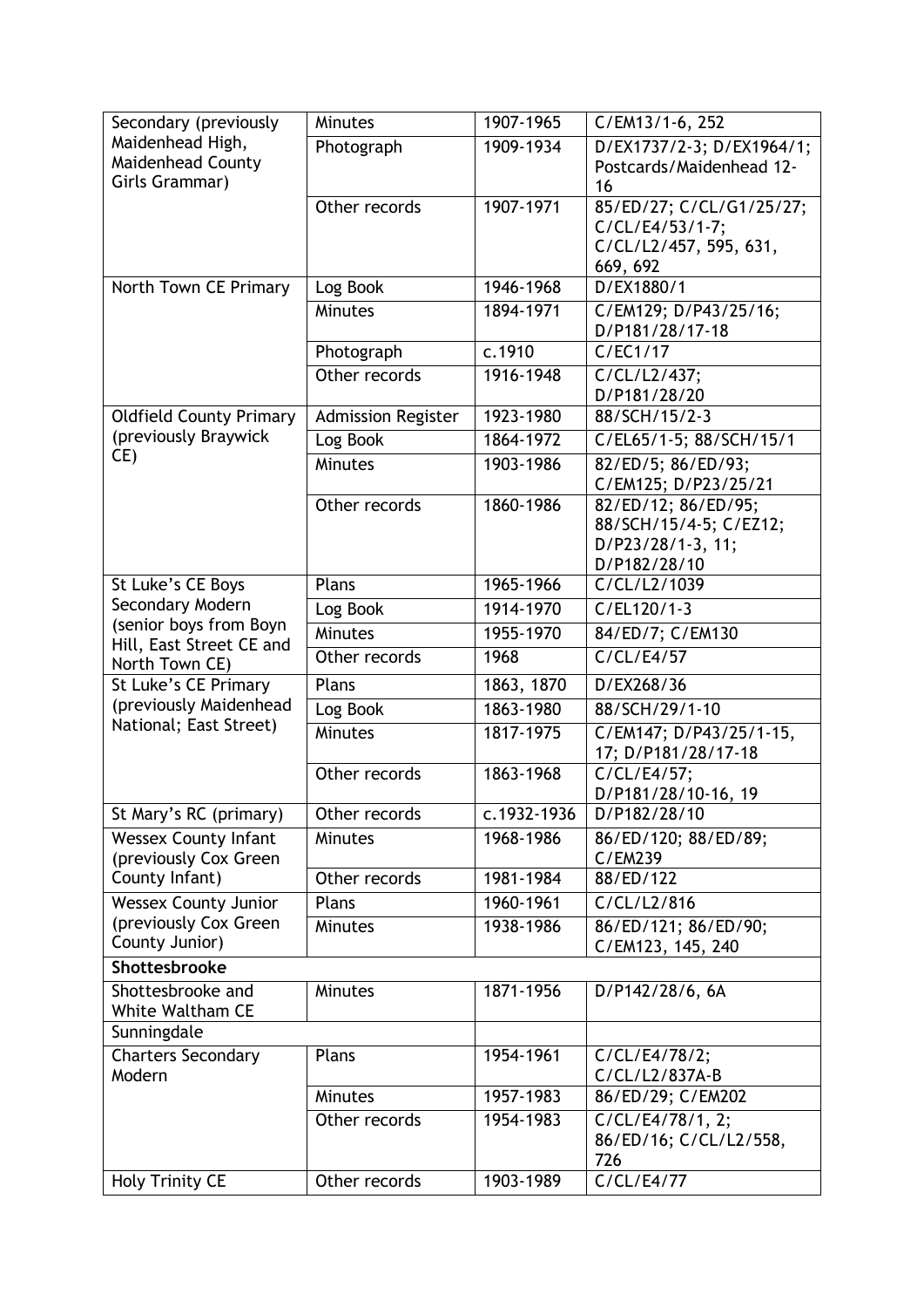| Secondary (previously Maidenhead High, Maidenhead County Girls Grammar) | Minutes | 1907-1965 | C/EM13/1-6, 252 |
|---|---|---|---|
| | Photograph | 1909-1934 | D/EX1737/2-3; D/EX1964/1; Postcards/Maidenhead 12-16 |
| | Other records | 1907-1971 | 85/ED/27; C/CL/G1/25/27; C/CL/E4/53/1-7; C/CL/L2/457, 595, 631, 669, 692 |
| North Town CE Primary | Log Book | 1946-1968 | D/EX1880/1 |
| | Minutes | 1894-1971 | C/EM129; D/P43/25/16; D/P181/28/17-18 |
| | Photograph | c.1910 | C/EC1/17 |
| | Other records | 1916-1948 | C/CL/L2/437; D/P181/28/20 |
| Oldfield County Primary (previously Braywick CE) | Admission Register | 1923-1980 | 88/SCH/15/2-3 |
| | Log Book | 1864-1972 | C/EL65/1-5; 88/SCH/15/1 |
| | Minutes | 1903-1986 | 82/ED/5; 86/ED/93; C/EM125; D/P23/25/21 |
| | Other records | 1860-1986 | 82/ED/12; 86/ED/95; 88/SCH/15/4-5; C/EZ12; D/P23/28/1-3, 11; D/P182/28/10 |
| St Luke's CE Boys Secondary Modern (senior boys from Boyn Hill, East Street CE and North Town CE) | Plans | 1965-1966 | C/CL/L2/1039 |
| | Log Book | 1914-1970 | C/EL120/1-3 |
| | Minutes | 1955-1970 | 84/ED/7; C/EM130 |
| | Other records | 1968 | C/CL/E4/57 |
| St Luke's CE Primary (previously Maidenhead National; East Street) | Plans | 1863, 1870 | D/EX268/36 |
| | Log Book | 1863-1980 | 88/SCH/29/1-10 |
| | Minutes | 1817-1975 | C/EM147; D/P43/25/1-15, 17; D/P181/28/17-18 |
| | Other records | 1863-1968 | C/CL/E4/57; D/P181/28/10-16, 19 |
| St Mary's RC (primary) | Other records | c.1932-1936 | D/P182/28/10 |
| Wessex County Infant (previously Cox Green County Infant) | Minutes | 1968-1986 | 86/ED/120; 88/ED/89; C/EM239 |
| | Other records | 1981-1984 | 88/ED/122 |
| Wessex County Junior (previously Cox Green County Junior) | Plans | 1960-1961 | C/CL/L2/816 |
| | Minutes | 1938-1986 | 86/ED/121; 86/ED/90; C/EM123, 145, 240 |
| **Shottesbrooke** | | | |
| Shottesbrooke and White Waltham CE | Minutes | 1871-1956 | D/P142/28/6, 6A |
| Sunningdale | | | |
| Charters Secondary Modern | Plans | 1954-1961 | C/CL/E4/78/2; C/CL/L2/837A-B |
| | Minutes | 1957-1983 | 86/ED/29; C/EM202 |
| | Other records | 1954-1983 | C/CL/E4/78/1, 2; 86/ED/16; C/CL/L2/558, 726 |
| Holy Trinity CE | Other records | 1903-1989 | C/CL/E4/77 |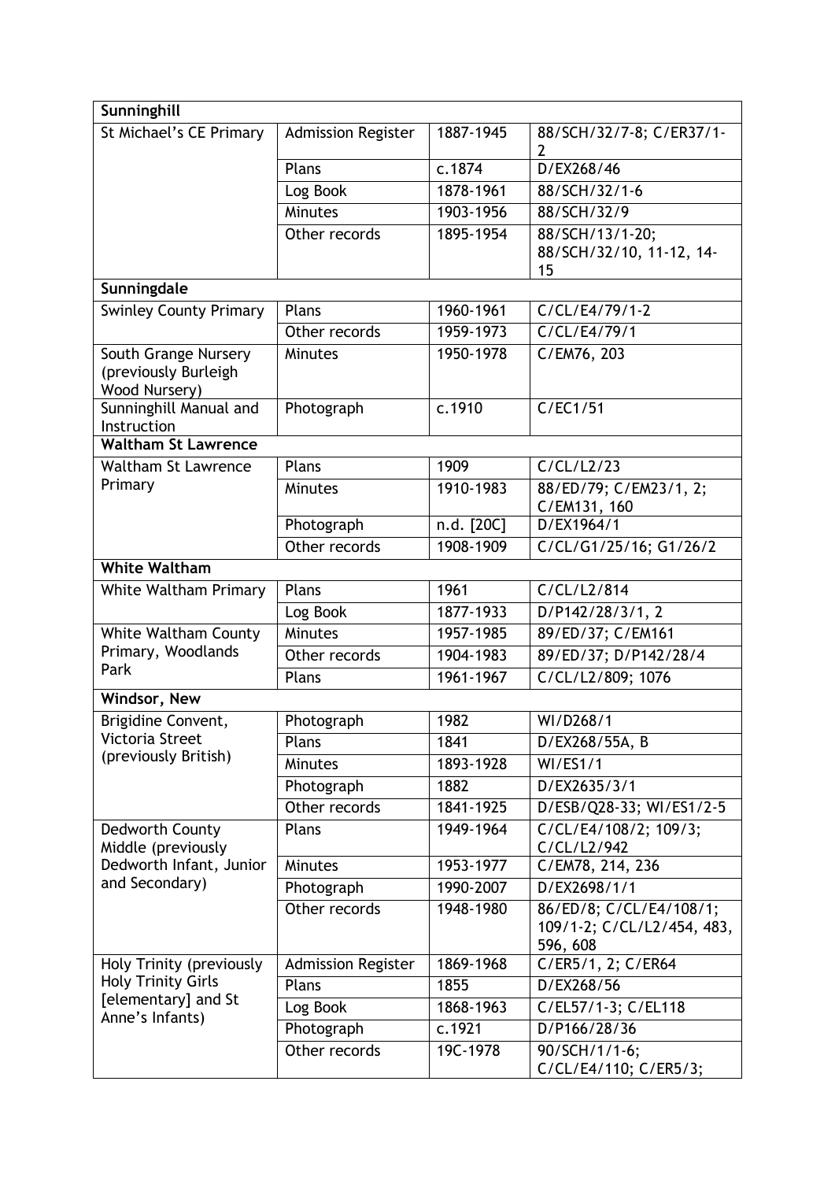| Sunninghill | | | |
|---|---|---|---|
| St Michael's CE Primary | Admission Register | 1887-1945 | 88/SCH/32/7-8; C/ER37/1-2 |
| | Plans | c.1874 | D/EX268/46 |
| | Log Book | 1878-1961 | 88/SCH/32/1-6 |
| | Minutes | 1903-1956 | 88/SCH/32/9 |
| | Other records | 1895-1954 | 88/SCH/13/1-20; 88/SCH/32/10, 11-12, 14-15 |
| **Sunningdale** | | | |
| Swinley County Primary | Plans | 1960-1961 | C/CL/E4/79/1-2 |
| | Other records | 1959-1973 | C/CL/E4/79/1 |
| South Grange Nursery (previously Burleigh Wood Nursery) | Minutes | 1950-1978 | C/EM76, 203 |
| Sunninghill Manual and Instruction | Photograph | c.1910 | C/EC1/51 |
| **Waltham St Lawrence** | | | |
| Waltham St Lawrence Primary | Plans | 1909 | C/CL/L2/23 |
| | Minutes | 1910-1983 | 88/ED/79; C/EM23/1, 2; C/EM131, 160 |
| | Photograph | n.d. [20C] | D/EX1964/1 |
| | Other records | 1908-1909 | C/CL/G1/25/16; G1/26/2 |
| **White Waltham** | | | |
| White Waltham Primary | Plans | 1961 | C/CL/L2/814 |
| | Log Book | 1877-1933 | D/P142/28/3/1, 2 |
| White Waltham County Primary, Woodlands Park | Minutes | 1957-1985 | 89/ED/37; C/EM161 |
| | Other records | 1904-1983 | 89/ED/37; D/P142/28/4 |
| | Plans | 1961-1967 | C/CL/L2/809; 1076 |
| **Windsor, New** | | | |
| Brigidine Convent, Victoria Street (previously British) | Photograph | 1982 | WI/D268/1 |
| | Plans | 1841 | D/EX268/55A, B |
| | Minutes | 1893-1928 | WI/ES1/1 |
| | Photograph | 1882 | D/EX2635/3/1 |
| | Other records | 1841-1925 | D/ESB/Q28-33; WI/ES1/2-5 |
| Dedworth County Middle (previously Dedworth Infant, Junior and Secondary) | Plans | 1949-1964 | C/CL/E4/108/2; 109/3; C/CL/L2/942 |
| | Minutes | 1953-1977 | C/EM78, 214, 236 |
| | Photograph | 1990-2007 | D/EX2698/1/1 |
| | Other records | 1948-1980 | 86/ED/8; C/CL/E4/108/1; 109/1-2; C/CL/L2/454, 483, 596, 608 |
| Holy Trinity (previously Holy Trinity Girls [elementary] and St Anne's Infants) | Admission Register | 1869-1968 | C/ER5/1, 2; C/ER64 |
| | Plans | 1855 | D/EX268/56 |
| | Log Book | 1868-1963 | C/EL57/1-3; C/EL118 |
| | Photograph | c.1921 | D/P166/28/36 |
| | Other records | 19C-1978 | 90/SCH/1/1-6; C/CL/E4/110; C/ER5/3; |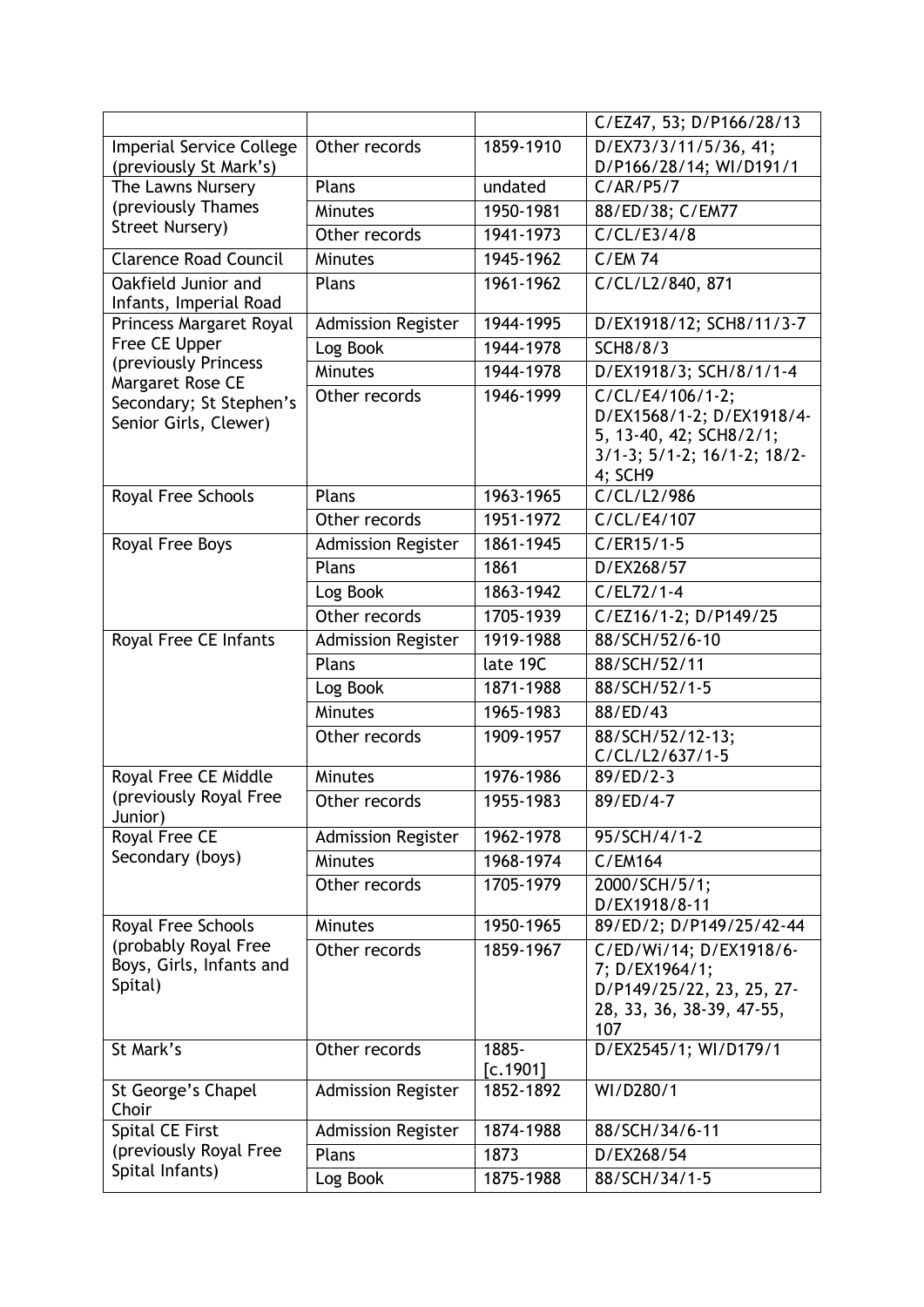| | | | C/EZ47, 53; D/P166/28/13 |
|---|---|---|---|
| Imperial Service College (previously St Mark's) | Other records | 1859-1910 | D/EX73/3/11/5/36, 41; D/P166/28/14; WI/D191/1 |
| The Lawns Nursery (previously Thames Street Nursery) | Plans | undated | C/AR/P5/7 |
| | Minutes | 1950-1981 | 88/ED/38; C/EM77 |
| | Other records | 1941-1973 | C/CL/E3/4/8 |
| Clarence Road Council | Minutes | 1945-1962 | C/EM 74 |
| Oakfield Junior and Infants, Imperial Road | Plans | 1961-1962 | C/CL/L2/840, 871 |
| Princess Margaret Royal Free CE Upper (previously Princess Margaret Rose CE Secondary; St Stephen's Senior Girls, Clewer) | Admission Register | 1944-1995 | D/EX1918/12; SCH8/11/3-7 |
| | Log Book | 1944-1978 | SCH8/8/3 |
| | Minutes | 1944-1978 | D/EX1918/3; SCH/8/1/1-4 |
| | Other records | 1946-1999 | C/CL/E4/106/1-2; D/EX1568/1-2; D/EX1918/4-5, 13-40, 42; SCH8/2/1; 3/1-3; 5/1-2; 16/1-2; 18/2-4; SCH9 |
| Royal Free Schools | Plans | 1963-1965 | C/CL/L2/986 |
| | Other records | 1951-1972 | C/CL/E4/107 |
| Royal Free Boys | Admission Register | 1861-1945 | C/ER15/1-5 |
| | Plans | 1861 | D/EX268/57 |
| | Log Book | 1863-1942 | C/EL72/1-4 |
| | Other records | 1705-1939 | C/EZ16/1-2; D/P149/25 |
| Royal Free CE Infants | Admission Register | 1919-1988 | 88/SCH/52/6-10 |
| | Plans | late 19C | 88/SCH/52/11 |
| | Log Book | 1871-1988 | 88/SCH/52/1-5 |
| | Minutes | 1965-1983 | 88/ED/43 |
| | Other records | 1909-1957 | 88/SCH/52/12-13; C/CL/L2/637/1-5 |
| Royal Free CE Middle (previously Royal Free Junior) | Minutes | 1976-1986 | 89/ED/2-3 |
| | Other records | 1955-1983 | 89/ED/4-7 |
| Royal Free CE Secondary (boys) | Admission Register | 1962-1978 | 95/SCH/4/1-2 |
| | Minutes | 1968-1974 | C/EM164 |
| | Other records | 1705-1979 | 2000/SCH/5/1; D/EX1918/8-11 |
| Royal Free Schools (probably Royal Free Boys, Girls, Infants and Spital) | Minutes | 1950-1965 | 89/ED/2; D/P149/25/42-44 |
| | Other records | 1859-1967 | C/ED/Wi/14; D/EX1918/6-7; D/EX1964/1; D/P149/25/22, 23, 25, 27-28, 33, 36, 38-39, 47-55, 107 |
| St Mark's | Other records | 1885-[c.1901] | D/EX2545/1; WI/D179/1 |
| St George's Chapel Choir | Admission Register | 1852-1892 | WI/D280/1 |
| Spital CE First (previously Royal Free Spital Infants) | Admission Register | 1874-1988 | 88/SCH/34/6-11 |
| | Plans | 1873 | D/EX268/54 |
| | Log Book | 1875-1988 | 88/SCH/34/1-5 |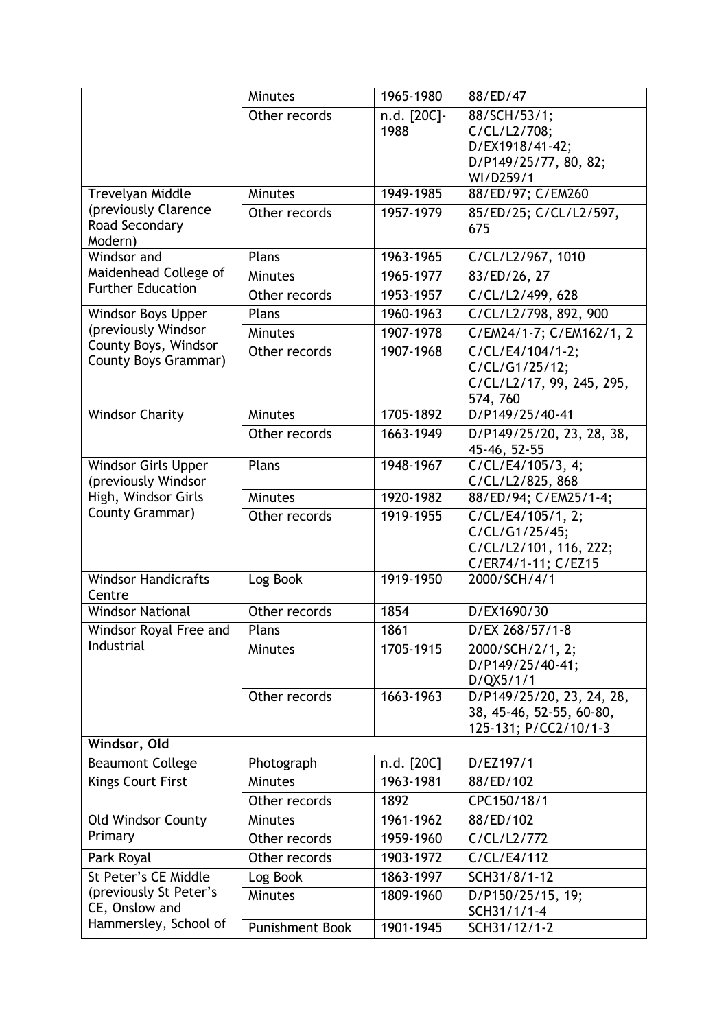| | | | |
|---|---|---|---|
| | Minutes | 1965-1980 | 88/ED/47 |
| | Other records | n.d. [20C]-1988 | 88/SCH/53/1; C/CL/L2/708; D/EX1918/41-42; D/P149/25/77, 80, 82; WI/D259/1 |
| Trevelyan Middle (previously Clarence Road Secondary Modern) | Minutes | 1949-1985 | 88/ED/97; C/EM260 |
| | Other records | 1957-1979 | 85/ED/25; C/CL/L2/597, 675 |
| Windsor and Maidenhead College of Further Education | Plans | 1963-1965 | C/CL/L2/967, 1010 |
| | Minutes | 1965-1977 | 83/ED/26, 27 |
| | Other records | 1953-1957 | C/CL/L2/499, 628 |
| Windsor Boys Upper (previously Windsor County Boys, Windsor County Boys Grammar) | Plans | 1960-1963 | C/CL/L2/798, 892, 900 |
| | Minutes | 1907-1978 | C/EM24/1-7; C/EM162/1, 2 |
| | Other records | 1907-1968 | C/CL/E4/104/1-2; C/CL/G1/25/12; C/CL/L2/17, 99, 245, 295, 574, 760 |
| Windsor Charity | Minutes | 1705-1892 | D/P149/25/40-41 |
| | Other records | 1663-1949 | D/P149/25/20, 23, 28, 38, 45-46, 52-55 |
| Windsor Girls Upper (previously Windsor High, Windsor Girls County Grammar) | Plans | 1948-1967 | C/CL/E4/105/3, 4; C/CL/L2/825, 868 |
| | Minutes | 1920-1982 | 88/ED/94; C/EM25/1-4; |
| | Other records | 1919-1955 | C/CL/E4/105/1, 2; C/CL/G1/25/45; C/CL/L2/101, 116, 222; C/ER74/1-11; C/EZ15 |
| Windsor Handicrafts Centre | Log Book | 1919-1950 | 2000/SCH/4/1 |
| Windsor National | Other records | 1854 | D/EX1690/30 |
| Windsor Royal Free and Industrial | Plans | 1861 | D/EX 268/57/1-8 |
| | Minutes | 1705-1915 | 2000/SCH/2/1, 2; D/P149/25/40-41; D/QX5/1/1 |
| | Other records | 1663-1963 | D/P149/25/20, 23, 24, 28, 38, 45-46, 52-55, 60-80, 125-131; P/CC2/10/1-3 |
| **Windsor, Old** | | | |
| Beaumont College | Photograph | n.d. [20C] | D/EZ197/1 |
| Kings Court First | Minutes | 1963-1981 | 88/ED/102 |
| | Other records | 1892 | CPC150/18/1 |
| Old Windsor County Primary | Minutes | 1961-1962 | 88/ED/102 |
| | Other records | 1959-1960 | C/CL/L2/772 |
| Park Royal | Other records | 1903-1972 | C/CL/E4/112 |
| St Peter's CE Middle (previously St Peter's CE, Onslow and Hammersley, School of | Log Book | 1863-1997 | SCH31/8/1-12 |
| | Minutes | 1809-1960 | D/P150/25/15, 19; SCH31/1/1-4 |
| | Punishment Book | 1901-1945 | SCH31/12/1-2 |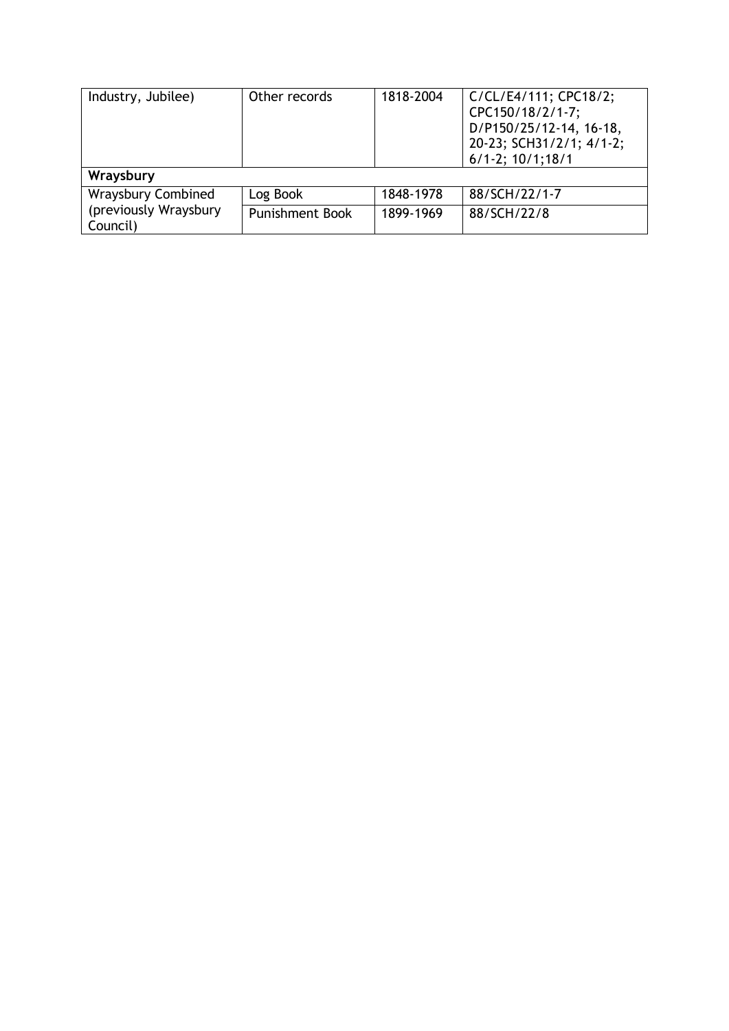| | | | |
|---|---|---|---|
| Industry, Jubilee) | Other records | 1818-2004 | C/CL/E4/111; CPC18/2; CPC150/18/2/1-7; D/P150/25/12-14, 16-18, 20-23; SCH31/2/1; 4/1-2; 6/1-2; 10/1;18/1 |
| **Wraysbury** | | | |
| Wraysbury Combined (previously Wraysbury Council) | Log Book | 1848-1978 | 88/SCH/22/1-7 |
| | Punishment Book | 1899-1969 | 88/SCH/22/8 |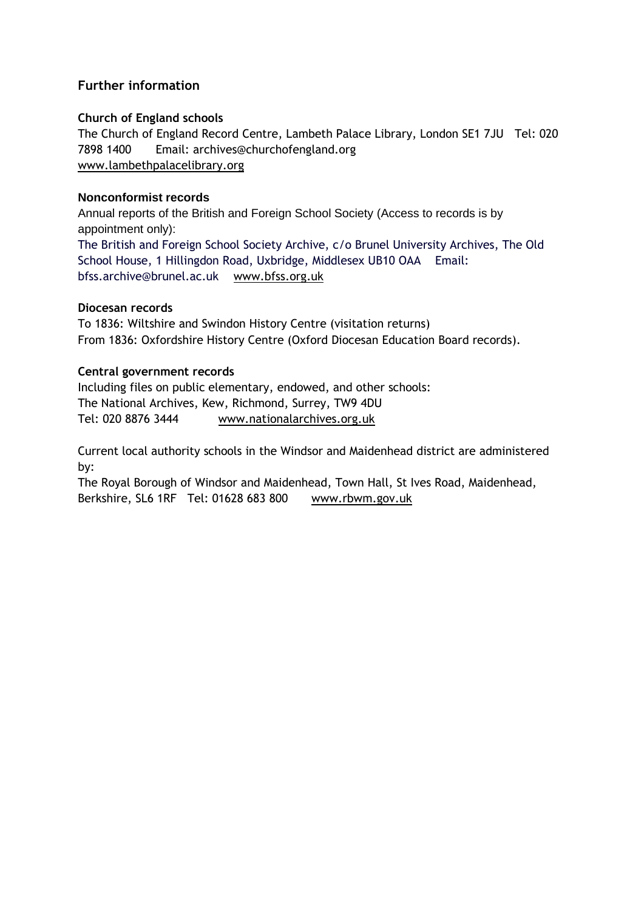## Further information

**Church of England schools**

The Church of England Record Centre, Lambeth Palace Library, London SE1 7JU Tel: 020 7898 1400 Email: archives@churchofengland.org
www.lambethpalacelibrary.org

**Nonconformist records**

Annual reports of the British and Foreign School Society (Access to records is by appointment only):
The British and Foreign School Society Archive, c/o Brunel University Archives, The Old School House, 1 Hillingdon Road, Uxbridge, Middlesex UB10 OAA Email: bfss.archive@brunel.ac.uk www.bfss.org.uk

**Diocesan records**

To 1836: Wiltshire and Swindon History Centre (visitation returns)
From 1836: Oxfordshire History Centre (Oxford Diocesan Education Board records).

**Central government records**

Including files on public elementary, endowed, and other schools:
The National Archives, Kew, Richmond, Surrey, TW9 4DU
Tel: 020 8876 3444 www.nationalarchives.org.uk

Current local authority schools in the Windsor and Maidenhead district are administered by:
The Royal Borough of Windsor and Maidenhead, Town Hall, St Ives Road, Maidenhead, Berkshire, SL6 1RF Tel: 01628 683 800 www.rbwm.gov.uk